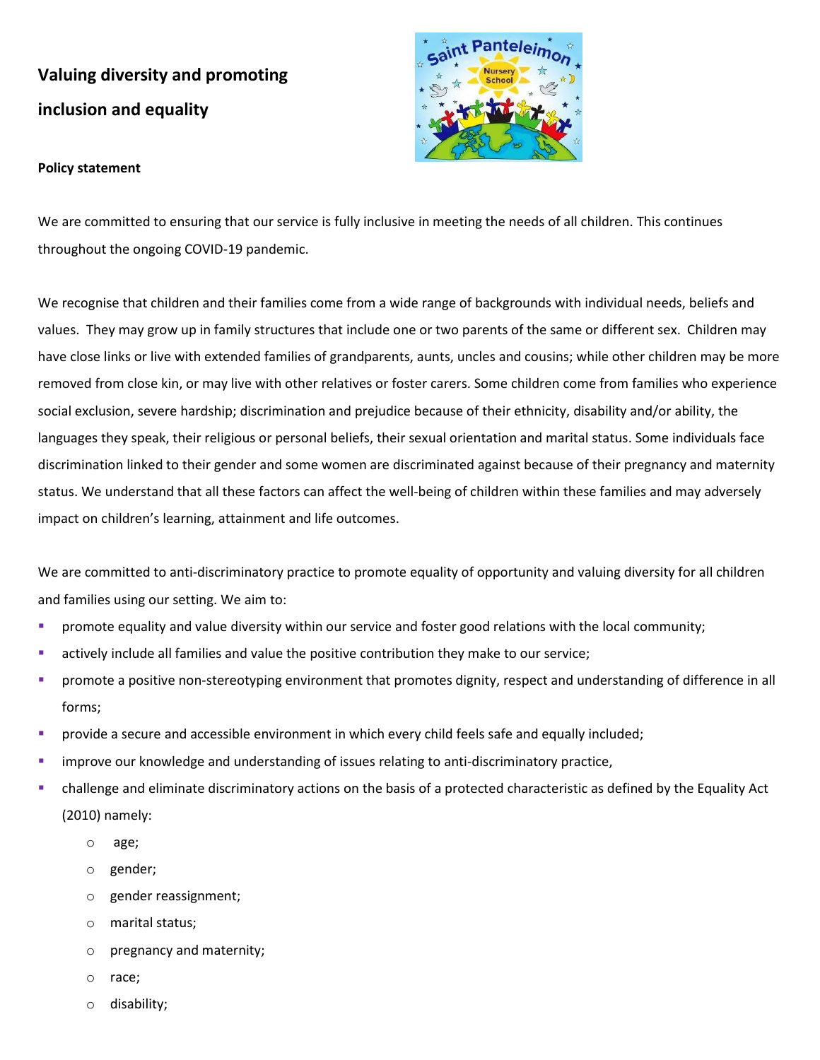# Valuing diversity and promoting inclusion and equality

**Policy statement**

We are committed to ensuring that our service is fully inclusive in meeting the needs of all children. This continues throughout the ongoing COVID-19 pandemic.

We recognise that children and their families come from a wide range of backgrounds with individual needs, beliefs and values. They may grow up in family structures that include one or two parents of the same or different sex. Children may have close links or live with extended families of grandparents, aunts, uncles and cousins; while other children may be more removed from close kin, or may live with other relatives or foster carers. Some children come from families who experience social exclusion, severe hardship; discrimination and prejudice because of their ethnicity, disability and/or ability, the languages they speak, their religious or personal beliefs, their sexual orientation and marital status. Some individuals face discrimination linked to their gender and some women are discriminated against because of their pregnancy and maternity status. We understand that all these factors can affect the well-being of children within these families and may adversely impact on children's learning, attainment and life outcomes.

We are committed to anti-discriminatory practice to promote equality of opportunity and valuing diversity for all children and families using our setting. We aim to:

- promote equality and value diversity within our service and foster good relations with the local community;
- actively include all families and value the positive contribution they make to our service;
- promote a positive non-stereotyping environment that promotes dignity, respect and understanding of difference in all forms;
- provide a secure and accessible environment in which every child feels safe and equally included;
- improve our knowledge and understanding of issues relating to anti-discriminatory practice,
- challenge and eliminate discriminatory actions on the basis of a protected characteristic as defined by the Equality Act (2010) namely:
  - age;
  - gender;
  - gender reassignment;
  - marital status;
  - pregnancy and maternity;
  - race;
  - disability;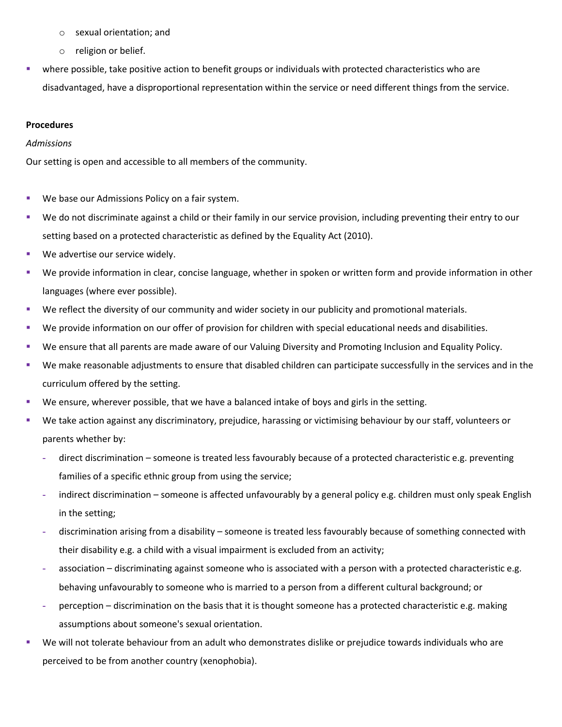- sexual orientation; and
  - religion or belief.
- where possible, take positive action to benefit groups or individuals with protected characteristics who are disadvantaged, have a disproportional representation within the service or need different things from the service.

**Procedures**

*Admissions*

Our setting is open and accessible to all members of the community.

- We base our Admissions Policy on a fair system.
- We do not discriminate against a child or their family in our service provision, including preventing their entry to our setting based on a protected characteristic as defined by the Equality Act (2010).
- We advertise our service widely.
- We provide information in clear, concise language, whether in spoken or written form and provide information in other languages (where ever possible).
- We reflect the diversity of our community and wider society in our publicity and promotional materials.
- We provide information on our offer of provision for children with special educational needs and disabilities.
- We ensure that all parents are made aware of our Valuing Diversity and Promoting Inclusion and Equality Policy.
- We make reasonable adjustments to ensure that disabled children can participate successfully in the services and in the curriculum offered by the setting.
- We ensure, wherever possible, that we have a balanced intake of boys and girls in the setting.
- We take action against any discriminatory, prejudice, harassing or victimising behaviour by our staff, volunteers or parents whether by:
  - direct discrimination – someone is treated less favourably because of a protected characteristic e.g. preventing families of a specific ethnic group from using the service;
  - indirect discrimination – someone is affected unfavourably by a general policy e.g. children must only speak English in the setting;
  - discrimination arising from a disability – someone is treated less favourably because of something connected with their disability e.g. a child with a visual impairment is excluded from an activity;
  - association – discriminating against someone who is associated with a person with a protected characteristic e.g. behaving unfavourably to someone who is married to a person from a different cultural background; or
  - perception – discrimination on the basis that it is thought someone has a protected characteristic e.g. making assumptions about someone's sexual orientation.
- We will not tolerate behaviour from an adult who demonstrates dislike or prejudice towards individuals who are perceived to be from another country (xenophobia).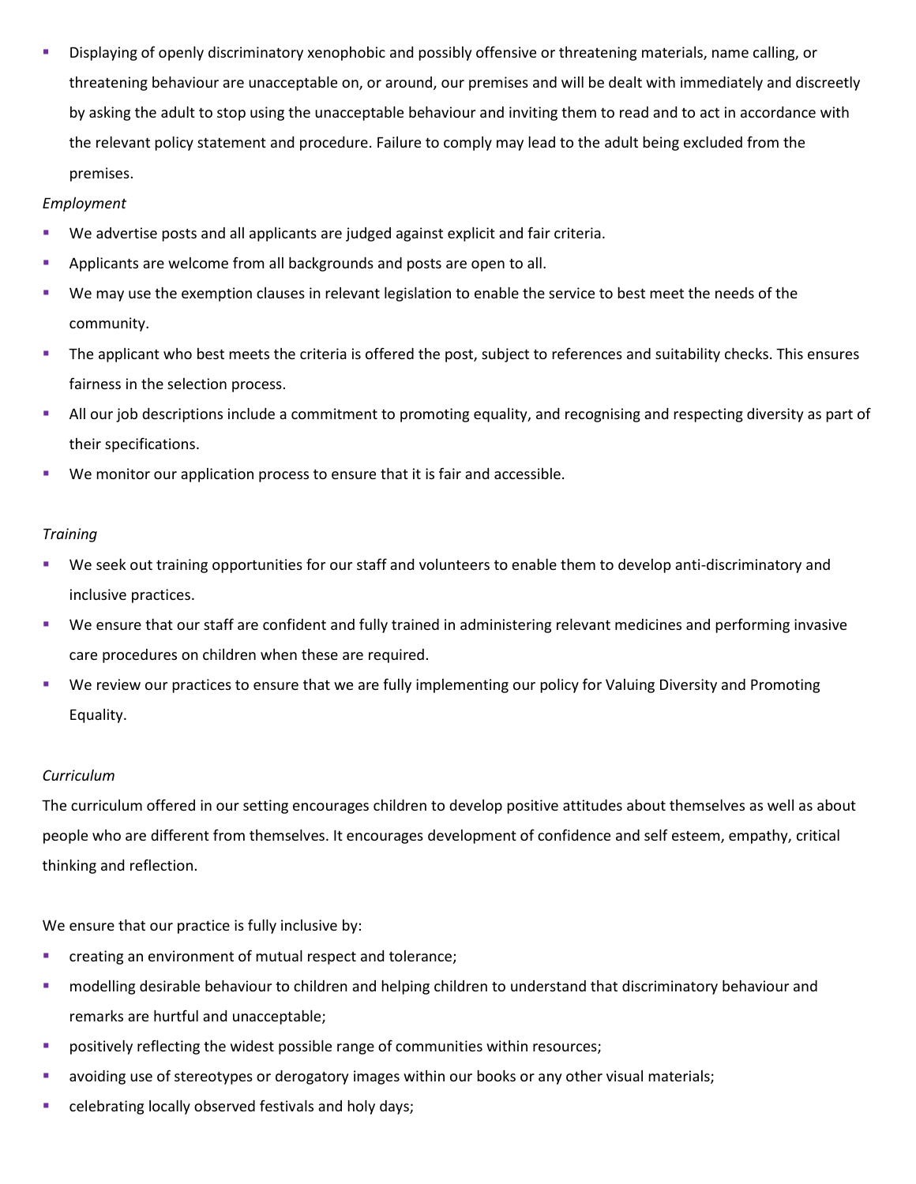- Displaying of openly discriminatory xenophobic and possibly offensive or threatening materials, name calling, or threatening behaviour are unacceptable on, or around, our premises and will be dealt with immediately and discreetly by asking the adult to stop using the unacceptable behaviour and inviting them to read and to act in accordance with the relevant policy statement and procedure. Failure to comply may lead to the adult being excluded from the premises.

*Employment*

- We advertise posts and all applicants are judged against explicit and fair criteria.
- Applicants are welcome from all backgrounds and posts are open to all.
- We may use the exemption clauses in relevant legislation to enable the service to best meet the needs of the community.
- The applicant who best meets the criteria is offered the post, subject to references and suitability checks. This ensures fairness in the selection process.
- All our job descriptions include a commitment to promoting equality, and recognising and respecting diversity as part of their specifications.
- We monitor our application process to ensure that it is fair and accessible.

*Training*

- We seek out training opportunities for our staff and volunteers to enable them to develop anti-discriminatory and inclusive practices.
- We ensure that our staff are confident and fully trained in administering relevant medicines and performing invasive care procedures on children when these are required.
- We review our practices to ensure that we are fully implementing our policy for Valuing Diversity and Promoting Equality.

*Curriculum*

The curriculum offered in our setting encourages children to develop positive attitudes about themselves as well as about people who are different from themselves. It encourages development of confidence and self esteem, empathy, critical thinking and reflection.

We ensure that our practice is fully inclusive by:

- creating an environment of mutual respect and tolerance;
- modelling desirable behaviour to children and helping children to understand that discriminatory behaviour and remarks are hurtful and unacceptable;
- positively reflecting the widest possible range of communities within resources;
- avoiding use of stereotypes or derogatory images within our books or any other visual materials;
- celebrating locally observed festivals and holy days;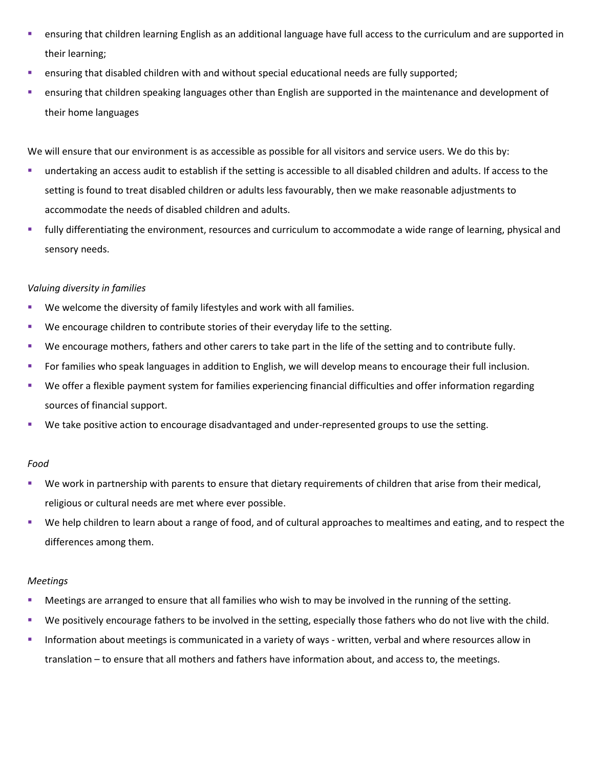- ensuring that children learning English as an additional language have full access to the curriculum and are supported in their learning;
- ensuring that disabled children with and without special educational needs are fully supported;
- ensuring that children speaking languages other than English are supported in the maintenance and development of their home languages

We will ensure that our environment is as accessible as possible for all visitors and service users. We do this by:

- undertaking an access audit to establish if the setting is accessible to all disabled children and adults. If access to the setting is found to treat disabled children or adults less favourably, then we make reasonable adjustments to accommodate the needs of disabled children and adults.
- fully differentiating the environment, resources and curriculum to accommodate a wide range of learning, physical and sensory needs.

*Valuing diversity in families*

- We welcome the diversity of family lifestyles and work with all families.
- We encourage children to contribute stories of their everyday life to the setting.
- We encourage mothers, fathers and other carers to take part in the life of the setting and to contribute fully.
- For families who speak languages in addition to English, we will develop means to encourage their full inclusion.
- We offer a flexible payment system for families experiencing financial difficulties and offer information regarding sources of financial support.
- We take positive action to encourage disadvantaged and under-represented groups to use the setting.

*Food*

- We work in partnership with parents to ensure that dietary requirements of children that arise from their medical, religious or cultural needs are met where ever possible.
- We help children to learn about a range of food, and of cultural approaches to mealtimes and eating, and to respect the differences among them.

*Meetings*

- Meetings are arranged to ensure that all families who wish to may be involved in the running of the setting.
- We positively encourage fathers to be involved in the setting, especially those fathers who do not live with the child.
- Information about meetings is communicated in a variety of ways - written, verbal and where resources allow in translation – to ensure that all mothers and fathers have information about, and access to, the meetings.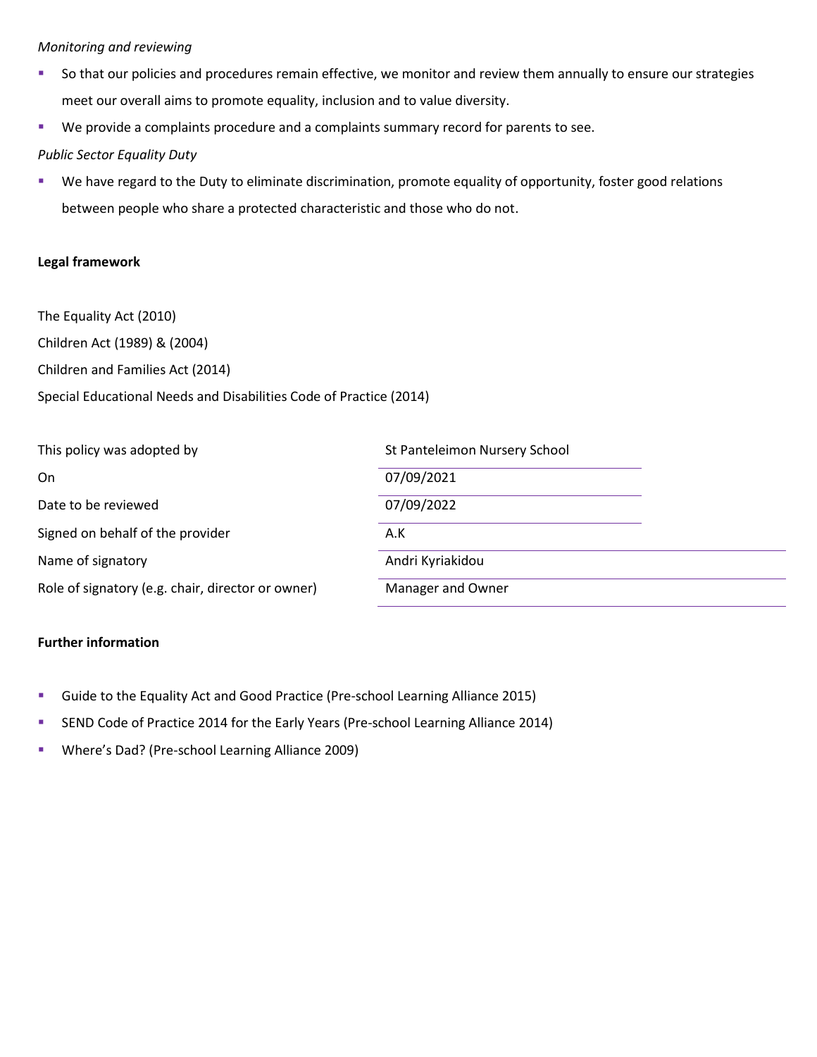*Monitoring and reviewing*

- So that our policies and procedures remain effective, we monitor and review them annually to ensure our strategies meet our overall aims to promote equality, inclusion and to value diversity.
- We provide a complaints procedure and a complaints summary record for parents to see.

*Public Sector Equality Duty*

- We have regard to the Duty to eliminate discrimination, promote equality of opportunity, foster good relations between people who share a protected characteristic and those who do not.

**Legal framework**

The Equality Act (2010)

Children Act (1989) & (2004)

Children and Families Act (2014)

Special Educational Needs and Disabilities Code of Practice (2014)

| | |
|---|---|
| This policy was adopted by | St Panteleimon Nursery School |
| On | 07/09/2021 |
| Date to be reviewed | 07/09/2022 |
| Signed on behalf of the provider | A.K |
| Name of signatory | Andri Kyriakidou |
| Role of signatory (e.g. chair, director or owner) | Manager and Owner |

**Further information**

- Guide to the Equality Act and Good Practice (Pre-school Learning Alliance 2015)
- SEND Code of Practice 2014 for the Early Years (Pre-school Learning Alliance 2014)
- Where's Dad? (Pre-school Learning Alliance 2009)